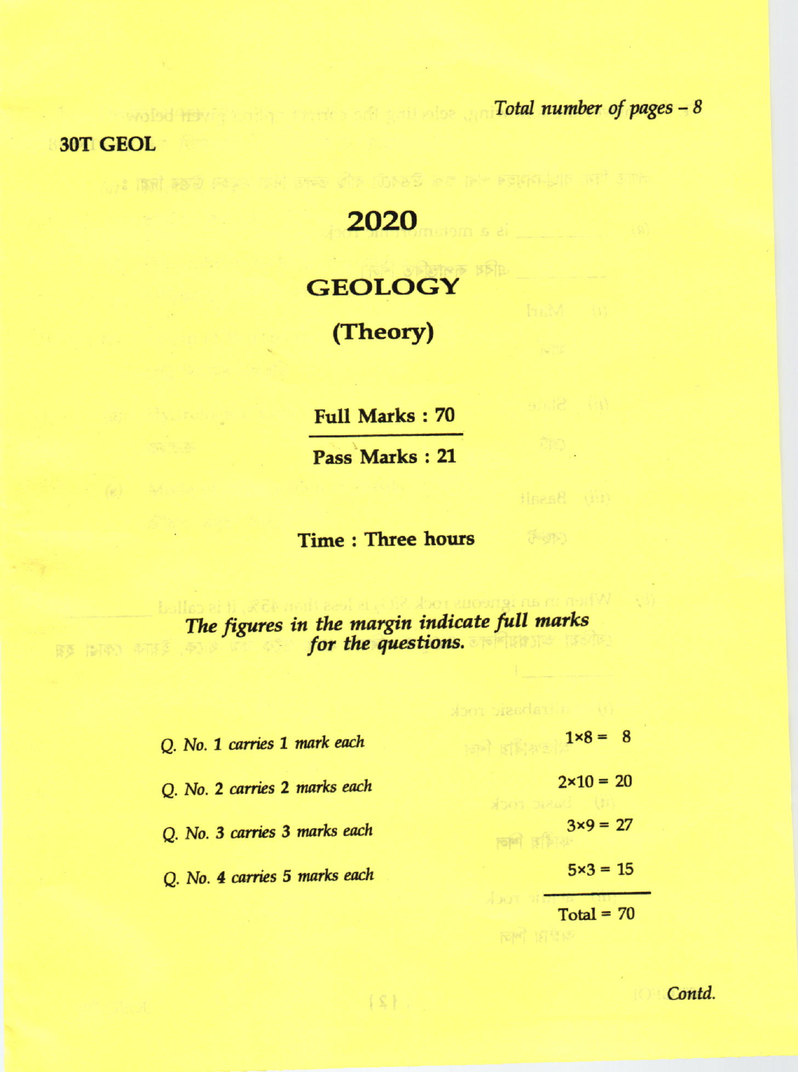Total number of pages – 8

**30T GEOL**

# 2020

## GEOLOGY

### (Theory)

**Full Marks : 70**

**Pass Marks : 21**

**Time : Three hours**

*The figures in the margin indicate full marks for the questions.*

| | |
|---|---|
| *Q. No. 1 carries 1 mark each* | 1×8 = 8 |
| *Q. No. 2 carries 2 marks each* | 2×10 = 20 |
| *Q. No. 3 carries 3 marks each* | 3×9 = 27 |
| *Q. No. 4 carries 5 marks each* | 5×3 = 15 |
| | Total = 70 |

*Contd.*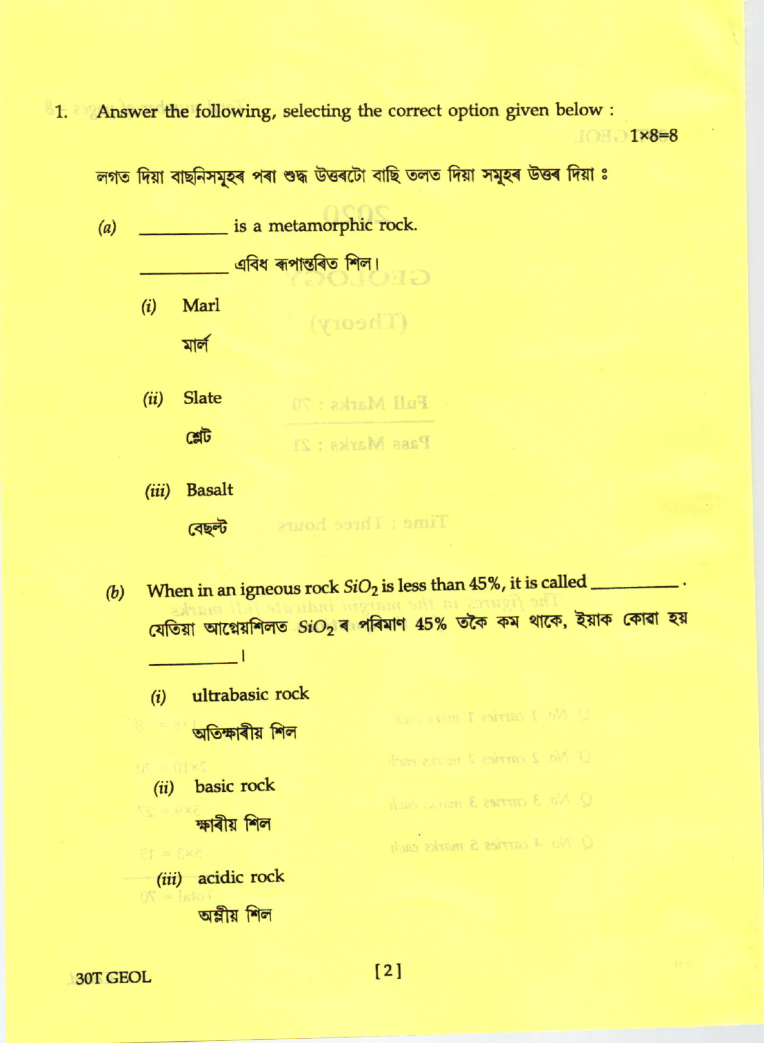1. Answer the following, selecting the correct option given below : 1×8=8

লগত দিয়া বাছনিসমূহৰ পৰা শুদ্ধ উত্তৰটো বাছি তলত দিয়া সমূহৰ উত্তৰ দিয়া ঃ

(a) ________ is a metamorphic rock.

________ এবিধ ৰূপান্তৰিত শিল।

(i) Marl

মাৰ্ল

(ii) Slate

শ্লেট

(iii) Basalt

বেছল্ট

(b) When in an igneous rock $SiO_2$ is less than 45%, it is called ________.

যেতিয়া আগ্নেয়শিলত $SiO_2$ ৰ পৰিমাণ 45% তকৈ কম থাকে, ইয়াক কোৱা হয় ________।

(i) ultrabasic rock

অতিক্ষাৰীয় শিল

(ii) basic rock

ক্ষাৰীয় শিল

(iii) acidic rock

অম্লীয় শিল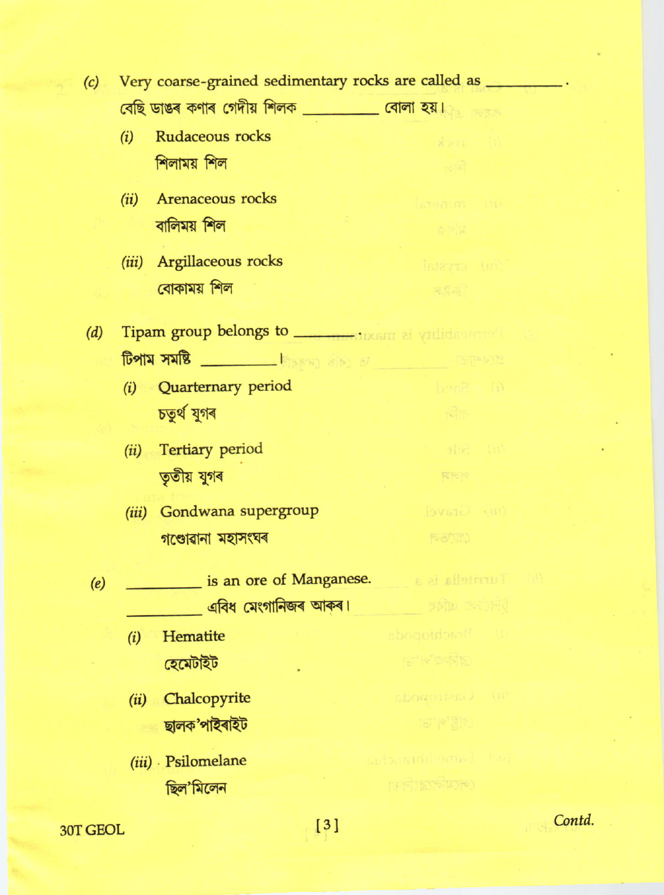(c) Very coarse-grained sedimentary rocks are called as ________.

বেছি ডাঙৰ কণাৰ গেদীয় শিলক ________ বোলা হয়।

(i) Rudaceous rocks

শিলাময় শিল

(ii) Arenaceous rocks

বালিময় শিল

(iii) Argillaceous rocks

বোকাময় শিল

(d) Tipam group belongs to ________.

টিপাম সমষ্টি ________।

(i) Quarternary period

চতুৰ্থ যুগৰ

(ii) Tertiary period

তৃতীয় যুগৰ

(iii) Gondwana supergroup

গণ্ডোৱানা মহাসংঘৰ

(e) ________ is an ore of Manganese.

________ এবিধ মেংগানিজৰ আকৰ।

(i) Hematite

হেমেটাইট

(ii) Chalcopyrite

ছালক'পাইৰাইট

(iii) Psilomelane

ছিল'মিলেন

30T GEOL

Contd.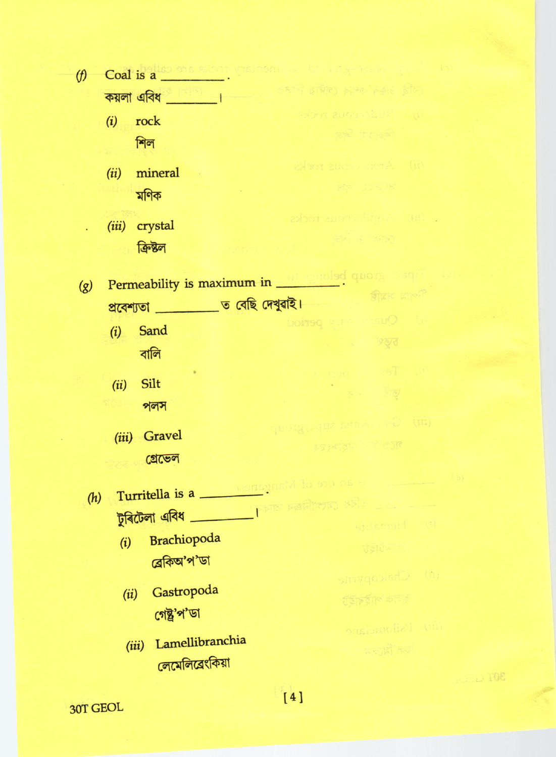(f) Coal is a ________.

কয়লা এবিধ ________।

(i) rock

শিল

(ii) mineral

মণিক

(iii) crystal

ক্রিষ্টল

(g) Permeability is maximum in ________.

প্রবেশ্যতা ________ত বেছি দেখুৱাই।

(i) Sand

বালি

(ii) Silt

পলস

(iii) Gravel

গ্ৰেভেল

(h) Turritella is a ________.

টুৰিটেলা এবিধ ________।

(i) Brachiopoda

ব্ৰেকিঅ'প'ডা

(ii) Gastropoda

গেষ্ট্ৰ'প'ডা

(iii) Lamellibranchia

লেমেলিব্ৰেংকিয়া

30T GEOL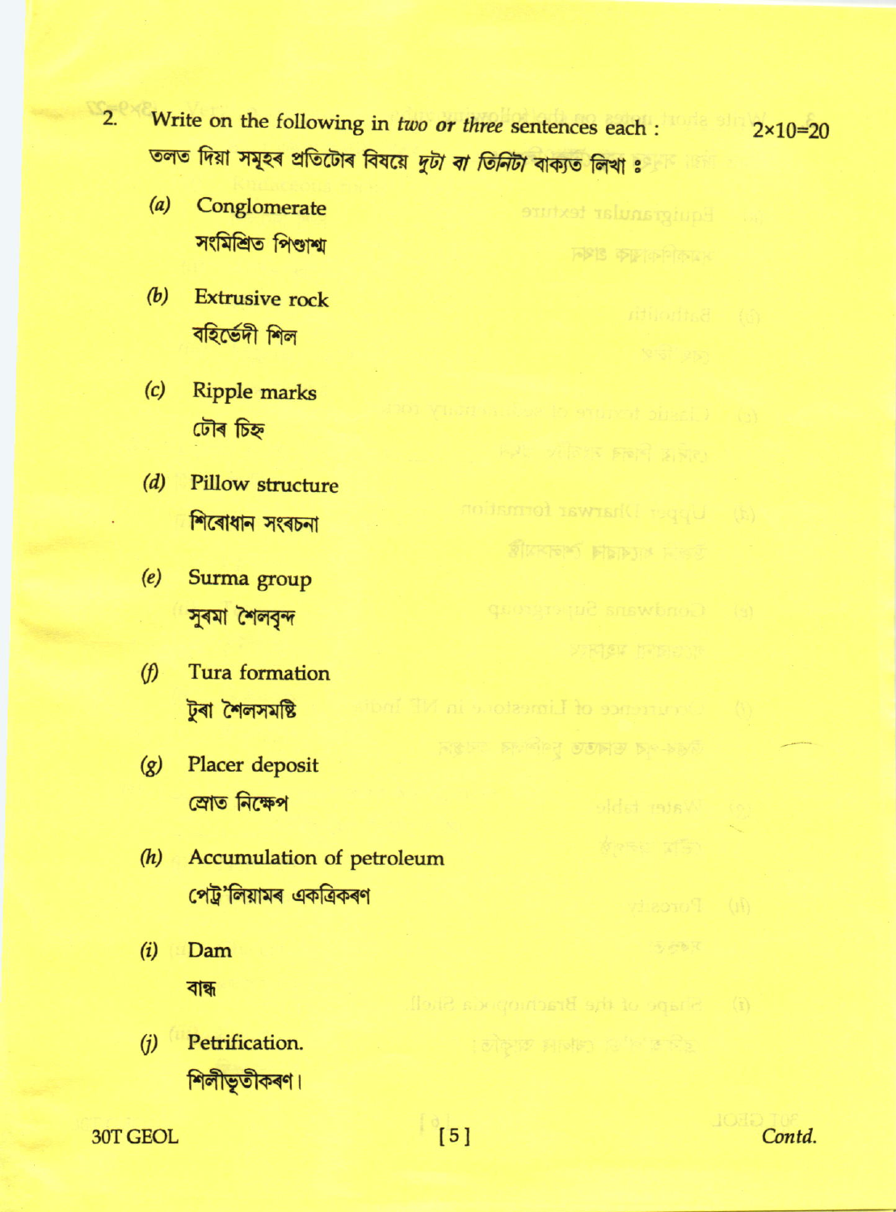2. Write on the following in *two or three* sentences each : 2×10=20

তলত দিয়া সমূহৰ প্ৰতিটোৰ বিষয়ে *দুটা বা তিনিটা* বাক্যত লিখা ঃ

(a) Conglomerate

সংমিশ্ৰিত পিণ্ডাশ্ম

(b) Extrusive rock

বহিৰ্ভেদী শিল

(c) Ripple marks

ঢৌৰ চিহ্ন

(d) Pillow structure

শিৰোধান সংৰচনা

(e) Surma group

সুৰমা শৈলবৃন্দ

(f) Tura formation

টুৰা শৈলসমষ্টি

(g) Placer deposit

স্ৰোত নিক্ষেপ

(h) Accumulation of petroleum

পেট্ৰ'লিয়ামৰ একত্ৰিকৰণ

(i) Dam

বান্ধ

(j) Petrification.

শিলীভূতীকৰণ।

30T GEOL

Contd.